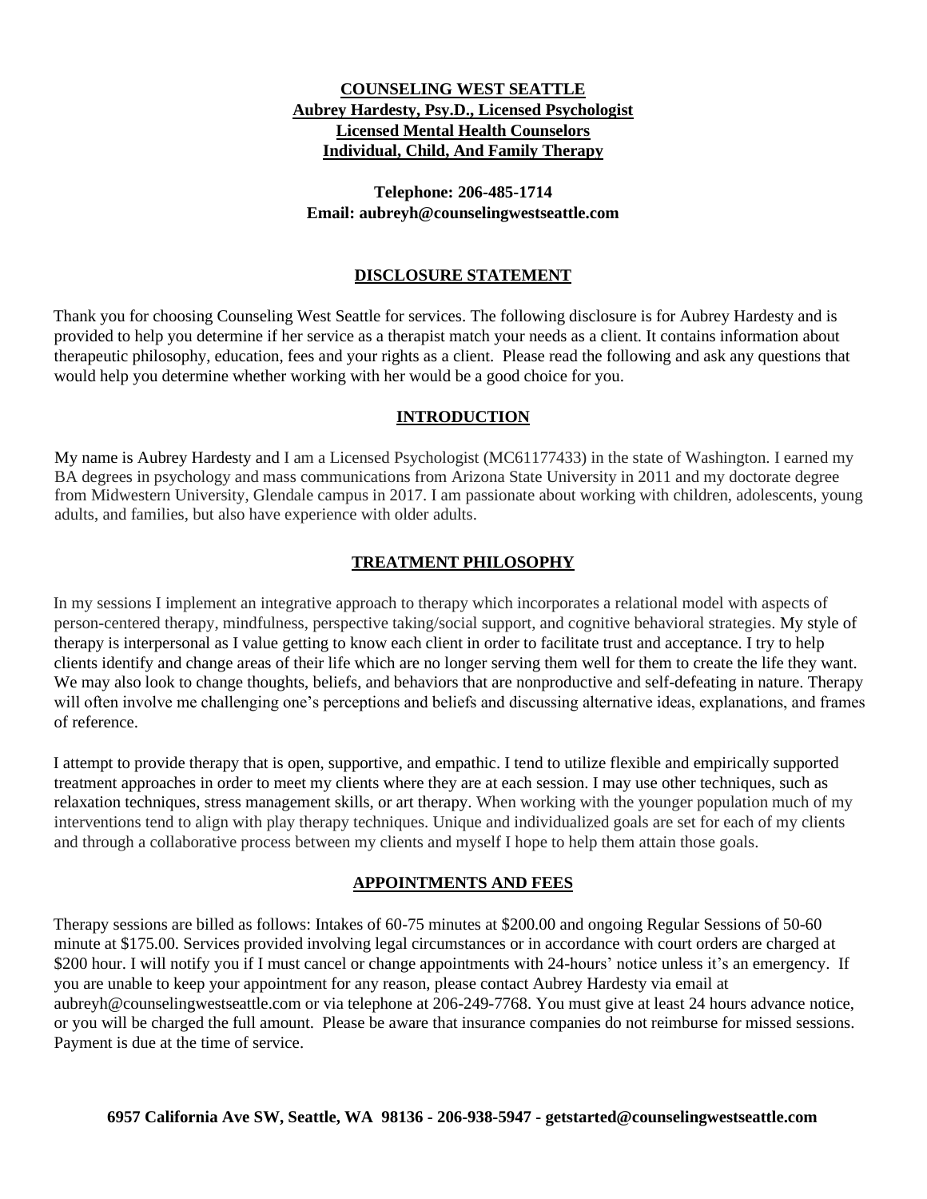**COUNSELING WEST SEATTLE**
**Aubrey Hardesty, Psy.D., Licensed Psychologist**
**Licensed Mental Health Counselors**
**Individual, Child, And Family Therapy**

**Telephone: 206-485-1714**
**Email: aubreyh@counselingwestseattle.com**

## DISCLOSURE STATEMENT

Thank you for choosing Counseling West Seattle for services. The following disclosure is for Aubrey Hardesty and is provided to help you determine if her service as a therapist match your needs as a client. It contains information about therapeutic philosophy, education, fees and your rights as a client. Please read the following and ask any questions that would help you determine whether working with her would be a good choice for you.

## INTRODUCTION

My name is Aubrey Hardesty and I am a Licensed Psychologist (MC61177433) in the state of Washington. I earned my BA degrees in psychology and mass communications from Arizona State University in 2011 and my doctorate degree from Midwestern University, Glendale campus in 2017. I am passionate about working with children, adolescents, young adults, and families, but also have experience with older adults.

## TREATMENT PHILOSOPHY

In my sessions I implement an integrative approach to therapy which incorporates a relational model with aspects of person-centered therapy, mindfulness, perspective taking/social support, and cognitive behavioral strategies. My style of therapy is interpersonal as I value getting to know each client in order to facilitate trust and acceptance. I try to help clients identify and change areas of their life which are no longer serving them well for them to create the life they want. We may also look to change thoughts, beliefs, and behaviors that are nonproductive and self-defeating in nature. Therapy will often involve me challenging one's perceptions and beliefs and discussing alternative ideas, explanations, and frames of reference.

I attempt to provide therapy that is open, supportive, and empathic. I tend to utilize flexible and empirically supported treatment approaches in order to meet my clients where they are at each session. I may use other techniques, such as relaxation techniques, stress management skills, or art therapy. When working with the younger population much of my interventions tend to align with play therapy techniques. Unique and individualized goals are set for each of my clients and through a collaborative process between my clients and myself I hope to help them attain those goals.

## APPOINTMENTS AND FEES

Therapy sessions are billed as follows: Intakes of 60-75 minutes at $200.00 and ongoing Regular Sessions of 50-60 minute at $175.00. Services provided involving legal circumstances or in accordance with court orders are charged at $200 hour. I will notify you if I must cancel or change appointments with 24-hours' notice unless it's an emergency. If you are unable to keep your appointment for any reason, please contact Aubrey Hardesty via email at aubreyh@counselingwestseattle.com or via telephone at 206-249-7768. You must give at least 24 hours advance notice, or you will be charged the full amount. Please be aware that insurance companies do not reimburse for missed sessions. Payment is due at the time of service.

**6957 California Ave SW, Seattle, WA 98136 - 206-938-5947 - getstarted@counselingwestseattle.com**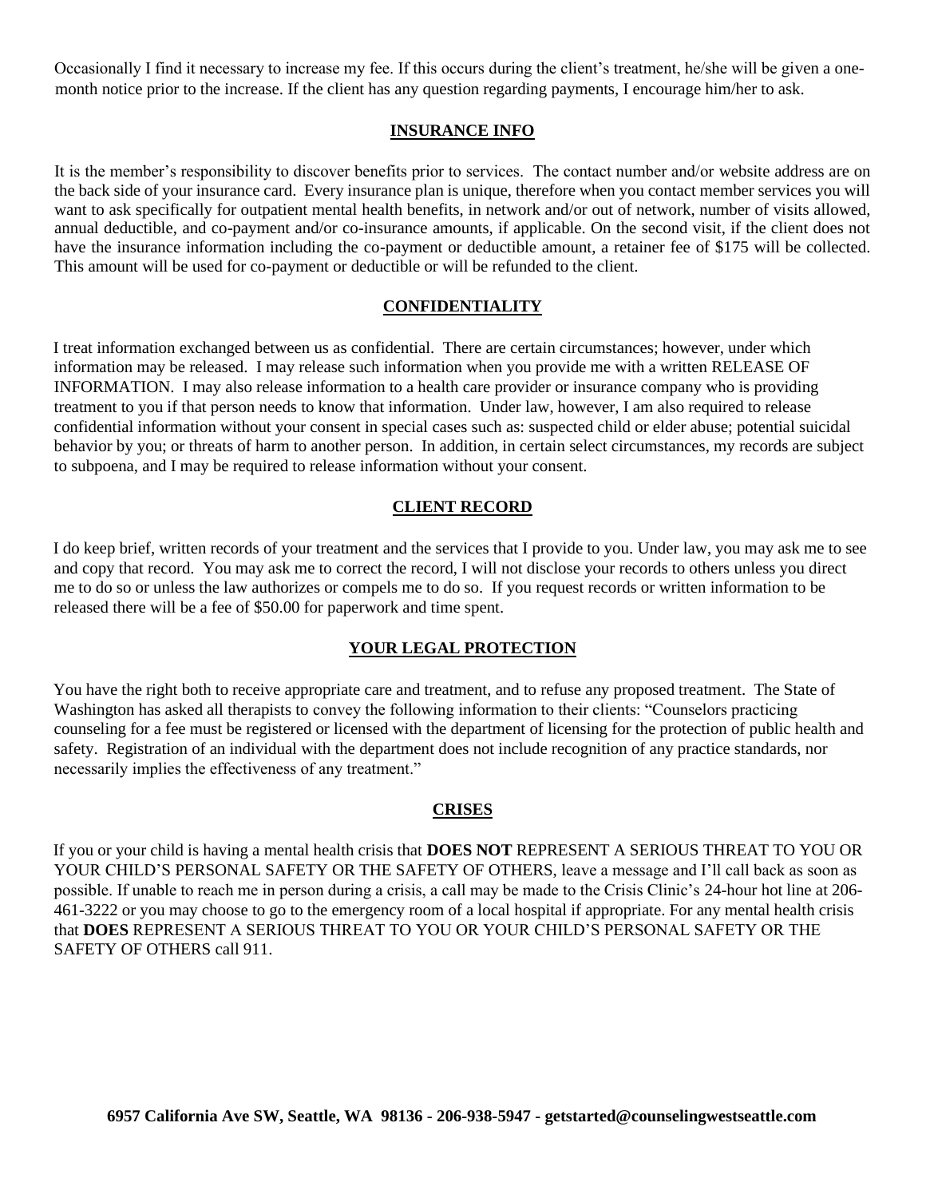Occasionally I find it necessary to increase my fee. If this occurs during the client's treatment, he/she will be given a one-month notice prior to the increase. If the client has any question regarding payments, I encourage him/her to ask.

## INSURANCE INFO

It is the member's responsibility to discover benefits prior to services. The contact number and/or website address are on the back side of your insurance card. Every insurance plan is unique, therefore when you contact member services you will want to ask specifically for outpatient mental health benefits, in network and/or out of network, number of visits allowed, annual deductible, and co-payment and/or co-insurance amounts, if applicable. On the second visit, if the client does not have the insurance information including the co-payment or deductible amount, a retainer fee of $175 will be collected. This amount will be used for co-payment or deductible or will be refunded to the client.

## CONFIDENTIALITY

I treat information exchanged between us as confidential. There are certain circumstances; however, under which information may be released. I may release such information when you provide me with a written RELEASE OF INFORMATION. I may also release information to a health care provider or insurance company who is providing treatment to you if that person needs to know that information. Under law, however, I am also required to release confidential information without your consent in special cases such as: suspected child or elder abuse; potential suicidal behavior by you; or threats of harm to another person. In addition, in certain select circumstances, my records are subject to subpoena, and I may be required to release information without your consent.

## CLIENT RECORD

I do keep brief, written records of your treatment and the services that I provide to you. Under law, you may ask me to see and copy that record. You may ask me to correct the record, I will not disclose your records to others unless you direct me to do so or unless the law authorizes or compels me to do so. If you request records or written information to be released there will be a fee of $50.00 for paperwork and time spent.

## YOUR LEGAL PROTECTION

You have the right both to receive appropriate care and treatment, and to refuse any proposed treatment. The State of Washington has asked all therapists to convey the following information to their clients: "Counselors practicing counseling for a fee must be registered or licensed with the department of licensing for the protection of public health and safety. Registration of an individual with the department does not include recognition of any practice standards, nor necessarily implies the effectiveness of any treatment."

## CRISES

If you or your child is having a mental health crisis that **DOES NOT** REPRESENT A SERIOUS THREAT TO YOU OR YOUR CHILD'S PERSONAL SAFETY OR THE SAFETY OF OTHERS, leave a message and I'll call back as soon as possible. If unable to reach me in person during a crisis, a call may be made to the Crisis Clinic's 24-hour hot line at 206-461-3222 or you may choose to go to the emergency room of a local hospital if appropriate. For any mental health crisis that **DOES** REPRESENT A SERIOUS THREAT TO YOU OR YOUR CHILD'S PERSONAL SAFETY OR THE SAFETY OF OTHERS call 911.

**6957 California Ave SW, Seattle, WA 98136 - 206-938-5947 - getstarted@counselingwestseattle.com**